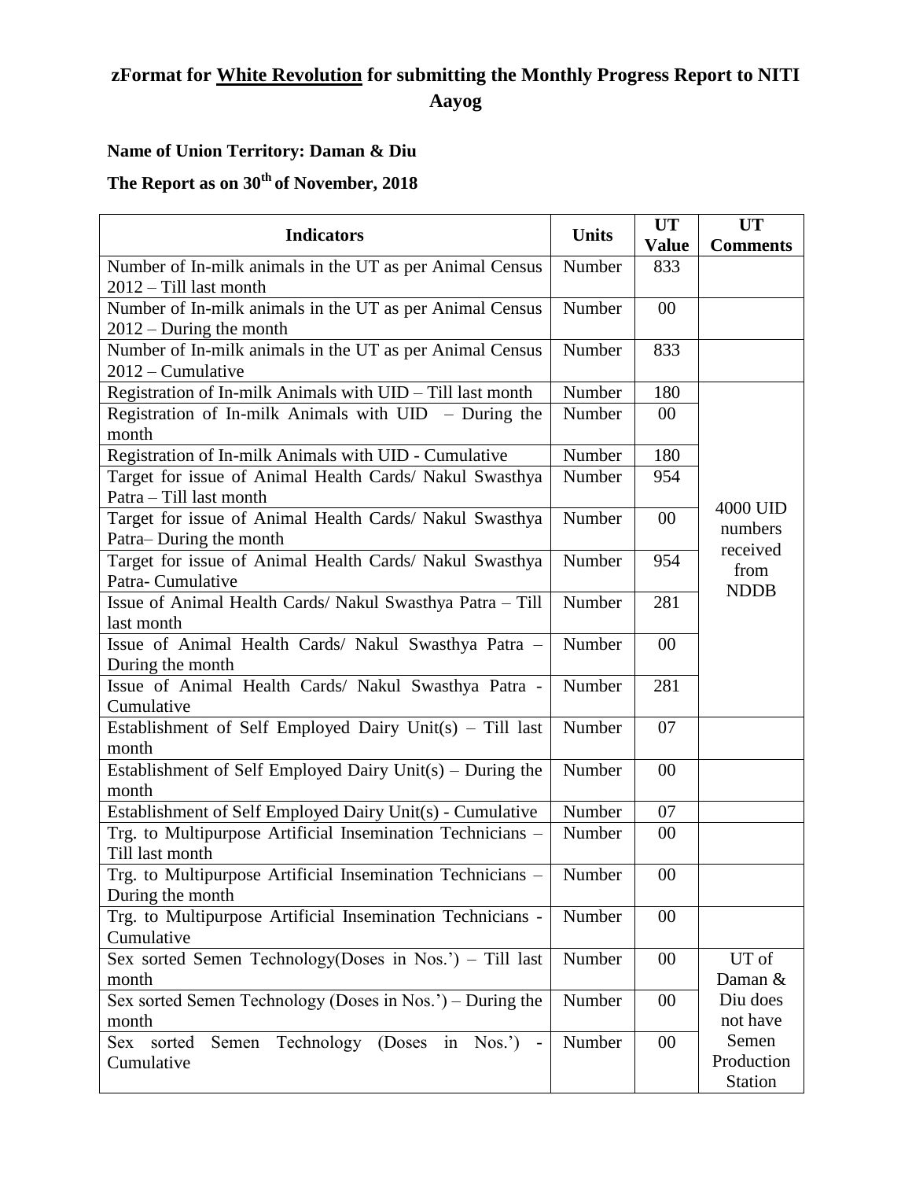# zFormat for White Revolution for submitting the Monthly Progress Report to NITI Aayog

**Name of Union Territory: Daman & Diu**

**The Report as on 30th of November, 2018**

| Indicators | Units | UT Value | UT Comments |
|---|---|---|---|
| Number of In-milk animals in the UT as per Animal Census 2012 – Till last month | Number | 833 | |
| Number of In-milk animals in the UT as per Animal Census 2012 – During the month | Number | 00 | |
| Number of In-milk animals in the UT as per Animal Census 2012 – Cumulative | Number | 833 | |
| Registration of In-milk Animals with UID – Till last month | Number | 180 | 4000 UID numbers received from NDDB |
| Registration of In-milk Animals with UID – During the month | Number | 00 | |
| Registration of In-milk Animals with UID - Cumulative | Number | 180 | |
| Target for issue of Animal Health Cards/ Nakul Swasthya Patra – Till last month | Number | 954 | |
| Target for issue of Animal Health Cards/ Nakul Swasthya Patra– During the month | Number | 00 | |
| Target for issue of Animal Health Cards/ Nakul Swasthya Patra- Cumulative | Number | 954 | |
| Issue of Animal Health Cards/ Nakul Swasthya Patra – Till last month | Number | 281 | |
| Issue of Animal Health Cards/ Nakul Swasthya Patra – During the month | Number | 00 | |
| Issue of Animal Health Cards/ Nakul Swasthya Patra - Cumulative | Number | 281 | |
| Establishment of Self Employed Dairy Unit(s) – Till last month | Number | 07 | |
| Establishment of Self Employed Dairy Unit(s) – During the month | Number | 00 | |
| Establishment of Self Employed Dairy Unit(s) - Cumulative | Number | 07 | |
| Trg. to Multipurpose Artificial Insemination Technicians – Till last month | Number | 00 | |
| Trg. to Multipurpose Artificial Insemination Technicians – During the month | Number | 00 | |
| Trg. to Multipurpose Artificial Insemination Technicians - Cumulative | Number | 00 | |
| Sex sorted Semen Technology(Doses in Nos.') – Till last month | Number | 00 | UT of Daman & Diu does not have Semen Production Station |
| Sex sorted Semen Technology (Doses in Nos.') – During the month | Number | 00 | |
| Sex sorted Semen Technology (Doses in Nos.') - Cumulative | Number | 00 | |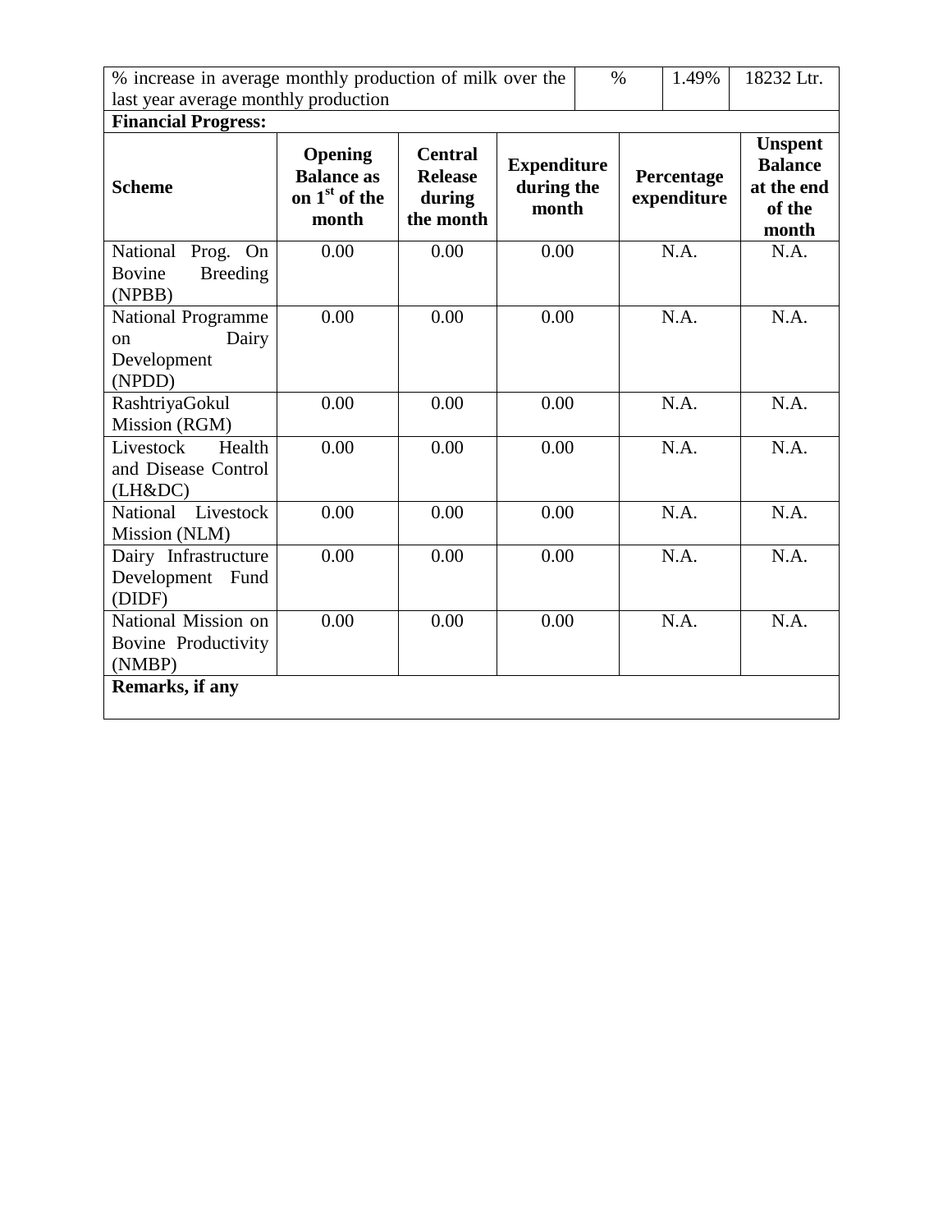| | | | |
|---|---|---|---|
| % increase in average monthly production of milk over the last year average monthly production | % | 1.49% | 18232 Ltr. |

**Financial Progress:**

| Scheme | Opening Balance as on 1st of the month | Central Release during the month | Expenditure during the month | Percentage expenditure | Unspent Balance at the end of the month |
|---|---|---|---|---|---|
| National Prog. On Bovine Breeding (NPBB) | 0.00 | 0.00 | 0.00 | N.A. | N.A. |
| National Programme on Dairy Development (NPDD) | 0.00 | 0.00 | 0.00 | N.A. | N.A. |
| RashtriyaGokul Mission (RGM) | 0.00 | 0.00 | 0.00 | N.A. | N.A. |
| Livestock Health and Disease Control (LH&DC) | 0.00 | 0.00 | 0.00 | N.A. | N.A. |
| National Livestock Mission (NLM) | 0.00 | 0.00 | 0.00 | N.A. | N.A. |
| Dairy Infrastructure Development Fund (DIDF) | 0.00 | 0.00 | 0.00 | N.A. | N.A. |
| National Mission on Bovine Productivity (NMBP) | 0.00 | 0.00 | 0.00 | N.A. | N.A. |

**Remarks, if any**